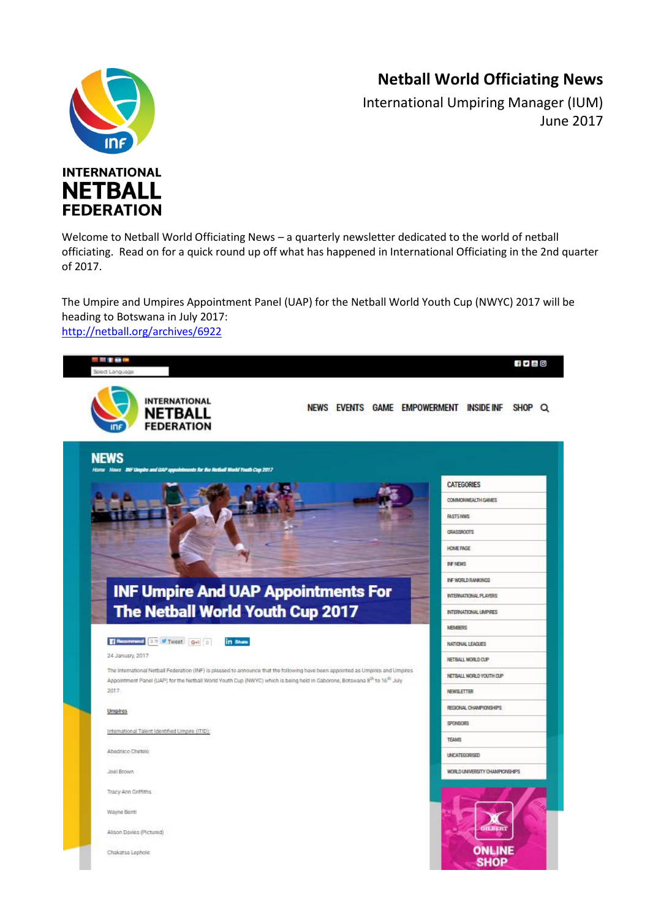# Netball World Officiating News

International Umpiring Manager (IUM)
June 2017

INTERNATIONAL NETBALL FEDERATION

Welcome to Netball World Officiating News – a quarterly newsletter dedicated to the world of netball officiating. Read on for a quick round up off what has happened in International Officiating in the 2nd quarter of 2017.

The Umpire and Umpires Appointment Panel (UAP) for the Netball World Youth Cup (NWYC) 2017 will be heading to Botswana in July 2017:
[http://netball.org/archives/6922](http://netball.org/archives/6922)

NEWS

INF Umpire And UAP Appointments For The Netball World Youth Cup 2017

24 January, 2017

The International Netball Federation (INF) is pleased to announce that the following have been appointed as Umpires and Umpires Appointment Panel (UAP) for the Netball World Youth Cup (NWYC) which is being held in Gaborone, Botswana 8th to 16th July 2017.

Umpires

International Talent Identified Umpire (ITID):

Abednico Chetelo

Joel Brown

Tracy-Ann Griffiths

Wayne Benti

Alison Davies (Pictured)

Chakatsa Lephole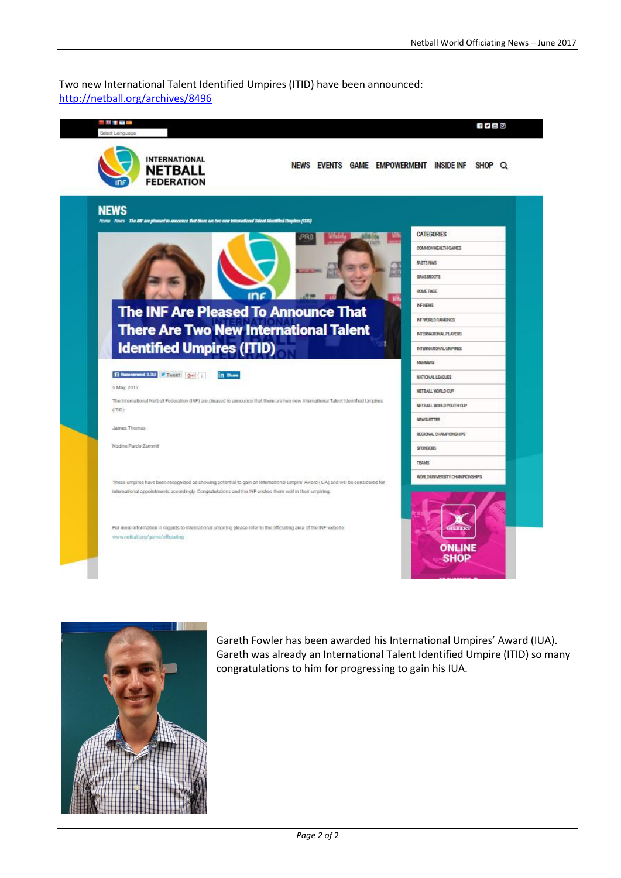Two new International Talent Identified Umpires (ITID) have been announced: http://netball.org/archives/8496

Gareth Fowler has been awarded his International Umpires' Award (IUA). Gareth was already an International Talent Identified Umpire (ITID) so many congratulations to him for progressing to gain his IUA.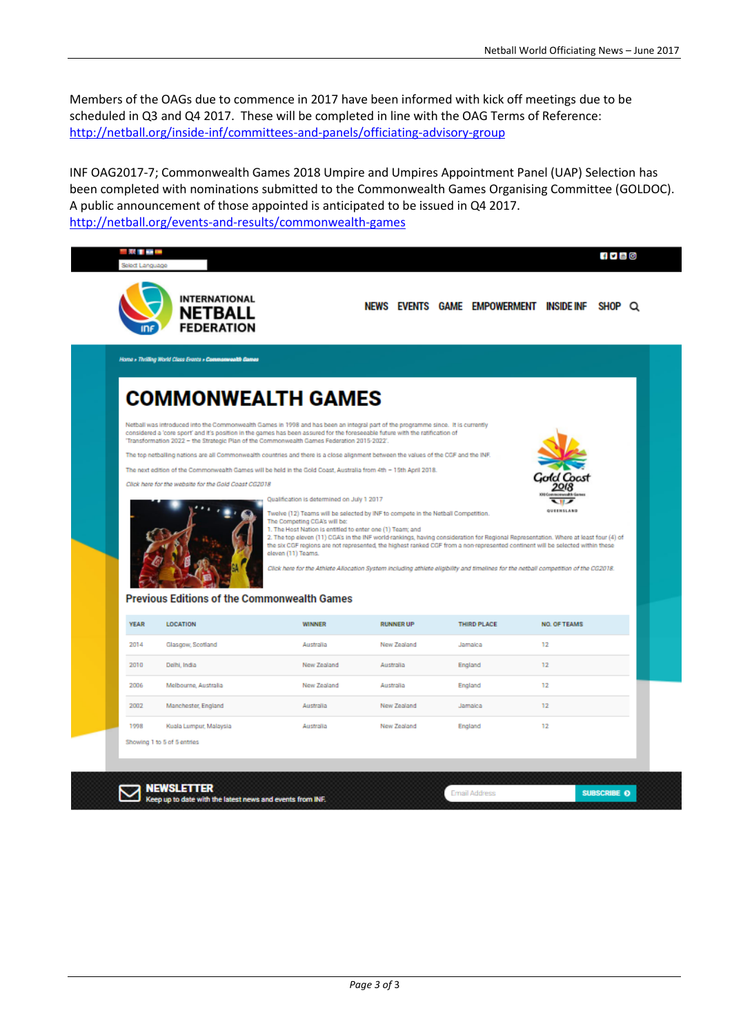Members of the OAGs due to commence in 2017 have been informed with kick off meetings due to be scheduled in Q3 and Q4 2017. These will be completed in line with the OAG Terms of Reference: http://netball.org/inside-inf/committees-and-panels/officiating-advisory-group

INF OAG2017-7; Commonwealth Games 2018 Umpire and Umpires Appointment Panel (UAP) Selection has been completed with nominations submitted to the Commonwealth Games Organising Committee (GOLDOC). A public announcement of those appointed is anticipated to be issued in Q4 2017. http://netball.org/events-and-results/commonwealth-games

Select Language

INTERNATIONAL NETBALL FEDERATION

NEWS EVENTS GAME EMPOWERMENT INSIDE INF SHOP

Home › Thrilling World Class Events › Commonwealth Games

# COMMONWEALTH GAMES

Netball was introduced into the Commonwealth Games in 1998 and has been an integral part of the programme since. It is currently considered a 'core sport' and it's position in the games has been assured for the foreseeable future with the ratification of 'Transformation 2022 – the Strategic Plan of the Commonwealth Games Federation 2015-2022'.

The top netballing nations are all Commonwealth countries and there is a close alignment between the values of the CGF and the INF.

The next edition of the Commonwealth Games will be held in the Gold Coast, Australia from 4th – 15th April 2018.

*Click here for the website for the Gold Coast CG2018*

Qualification is determined on July 1 2017

Twelve (12) Teams will be selected by INF to compete in the Netball Competition.
The Competing CGA's will be:
1. The Host Nation is entitled to enter one (1) Team; and
2. The top eleven (11) CGA's in the INF world-rankings, having consideration for Regional Representation. Where at least four (4) of the six CGF regions are not represented, the highest ranked CGF from a non-represented continent will be selected within these eleven (11) Teams.

*Click here for the Athlete Allocation System including athlete eligibility and timelines for the netball competition of the CG2018.*

## Previous Editions of the Commonwealth Games

| YEAR | LOCATION | WINNER | RUNNER UP | THIRD PLACE | NO. OF TEAMS |
|---|---|---|---|---|---|
| 2014 | Glasgow, Scotland | Australia | New Zealand | Jamaica | 12 |
| 2010 | Delhi, India | New Zealand | Australia | England | 12 |
| 2006 | Melbourne, Australia | New Zealand | Australia | England | 12 |
| 2002 | Manchester, England | Australia | New Zealand | Jamaica | 12 |
| 1998 | Kuala Lumpur, Malaysia | Australia | New Zealand | England | 12 |

Showing 1 to 5 of 5 entries

**NEWSLETTER**
Keep up to date with the latest news and events from INF.

Email Address SUBSCRIBE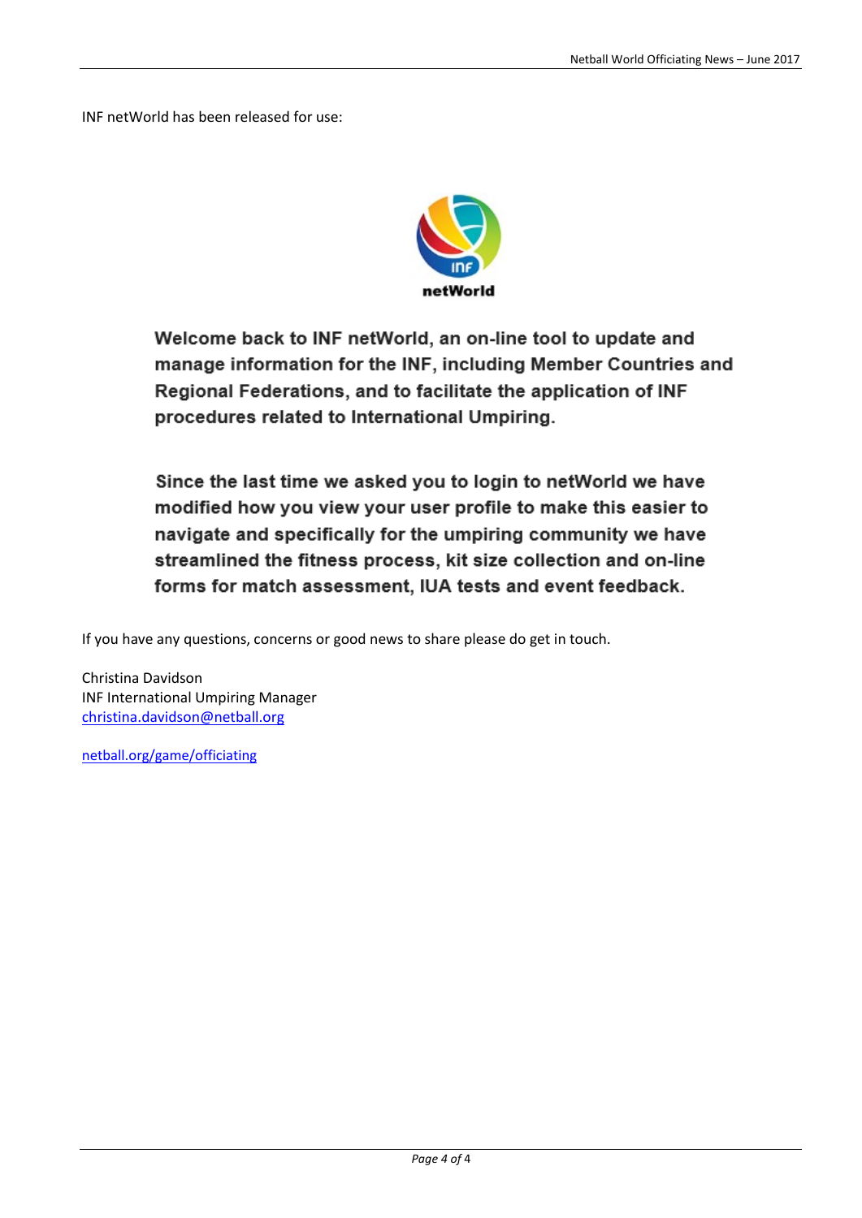INF netWorld has been released for use:

INF
netWorld

**Welcome back to INF netWorld, an on-line tool to update and manage information for the INF, including Member Countries and Regional Federations, and to facilitate the application of INF procedures related to International Umpiring.**

**Since the last time we asked you to login to netWorld we have modified how you view your user profile to make this easier to navigate and specifically for the umpiring community we have streamlined the fitness process, kit size collection and on-line forms for match assessment, IUA tests and event feedback.**

If you have any questions, concerns or good news to share please do get in touch.

Christina Davidson
INF International Umpiring Manager
christina.davidson@netball.org

netball.org/game/officiating